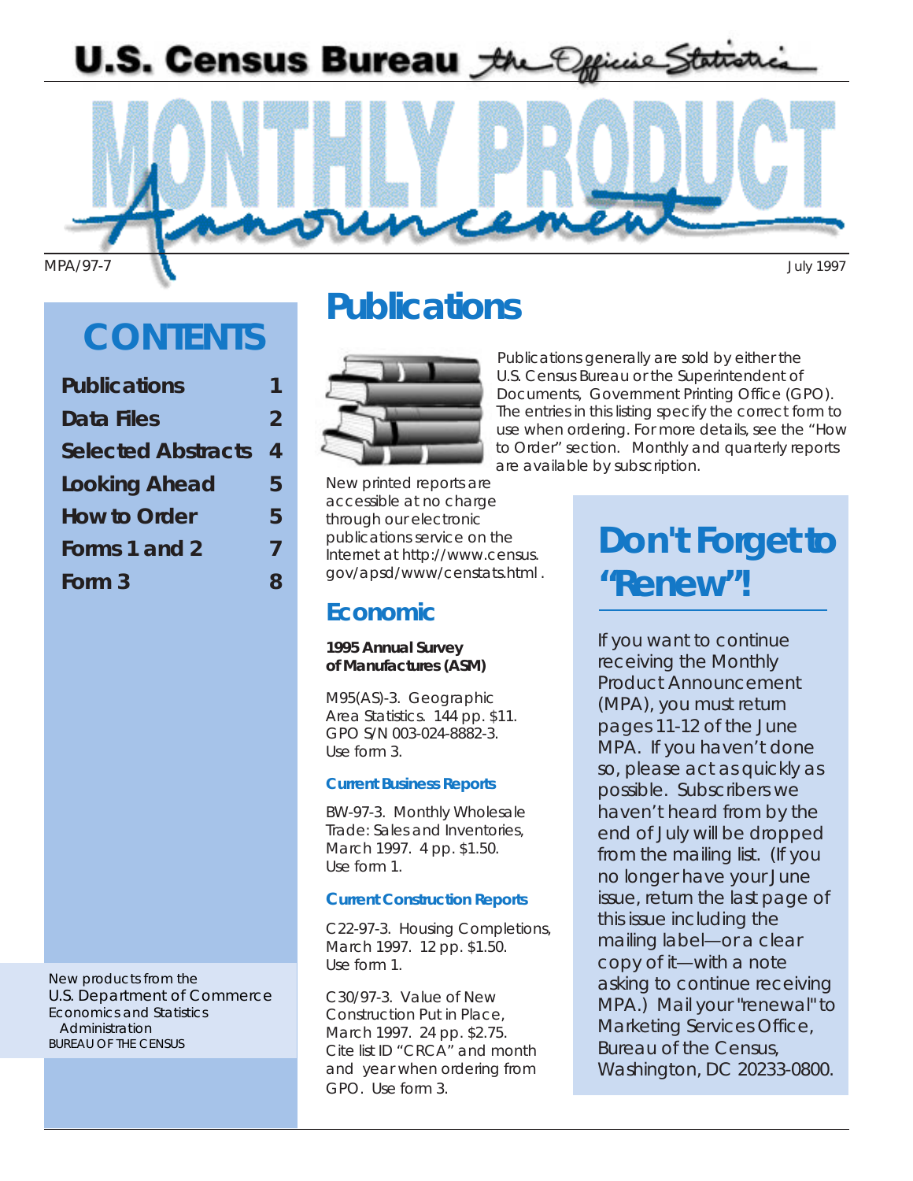# U.S. Census Bureau *the Official Statistics*

# MONTHLY PRODUCT Announcement

MPA/97-7

July 1997

## CONTENTS

| | |
|---|---|
| **Publications** | **1** |
| **Data Files** | **2** |
| **Selected Abstracts** | **4** |
| **Looking Ahead** | **5** |
| **How to Order** | **5** |
| **Forms 1 and 2** | **7** |
| **Form 3** | **8** |

New products from the
U.S. Department of Commerce
Economics and Statistics Administration
BUREAU OF THE CENSUS

# Publications

Publications generally are sold by either the U.S. Census Bureau or the Superintendent of Documents, Government Printing Office (GPO). The entries in this listing specify the correct form to use when ordering. For more details, see the "How to Order" section. Monthly and quarterly reports are available by subscription.

New printed reports are accessible at no charge through our electronic publications service on the Internet at http://www.census.gov/apsd/www/censtats.html .

## Economic

**1995 Annual Survey of Manufactures (ASM)**

M95(AS)-3. Geographic Area Statistics. 144 pp. $11. GPO S/N 003-024-8882-3. Use form 3.

### Current Business Reports

BW-97-3. Monthly Wholesale Trade: Sales and Inventories, March 1997. 4 pp. $1.50. Use form 1.

### Current Construction Reports

C22-97-3. Housing Completions, March 1997. 12 pp. $1.50. Use form 1.

C30/97-3. Value of New Construction Put in Place, March 1997. 24 pp. $2.75. Cite list ID "CRCA" and month and year when ordering from GPO. Use form 3.

## Don't Forget to "Renew"!

If you want to continue receiving the Monthly Product Announcement (MPA), you must return pages 11-12 of the June MPA. If you haven't done so, please act as quickly as possible. Subscribers we haven't heard from by the end of July will be dropped from the mailing list. (If you no longer have your June issue, return the last page of this issue including the mailing label—or a clear copy of it—with a note asking to continue receiving MPA.) Mail your "renewal" to Marketing Services Office, Bureau of the Census, Washington, DC 20233-0800.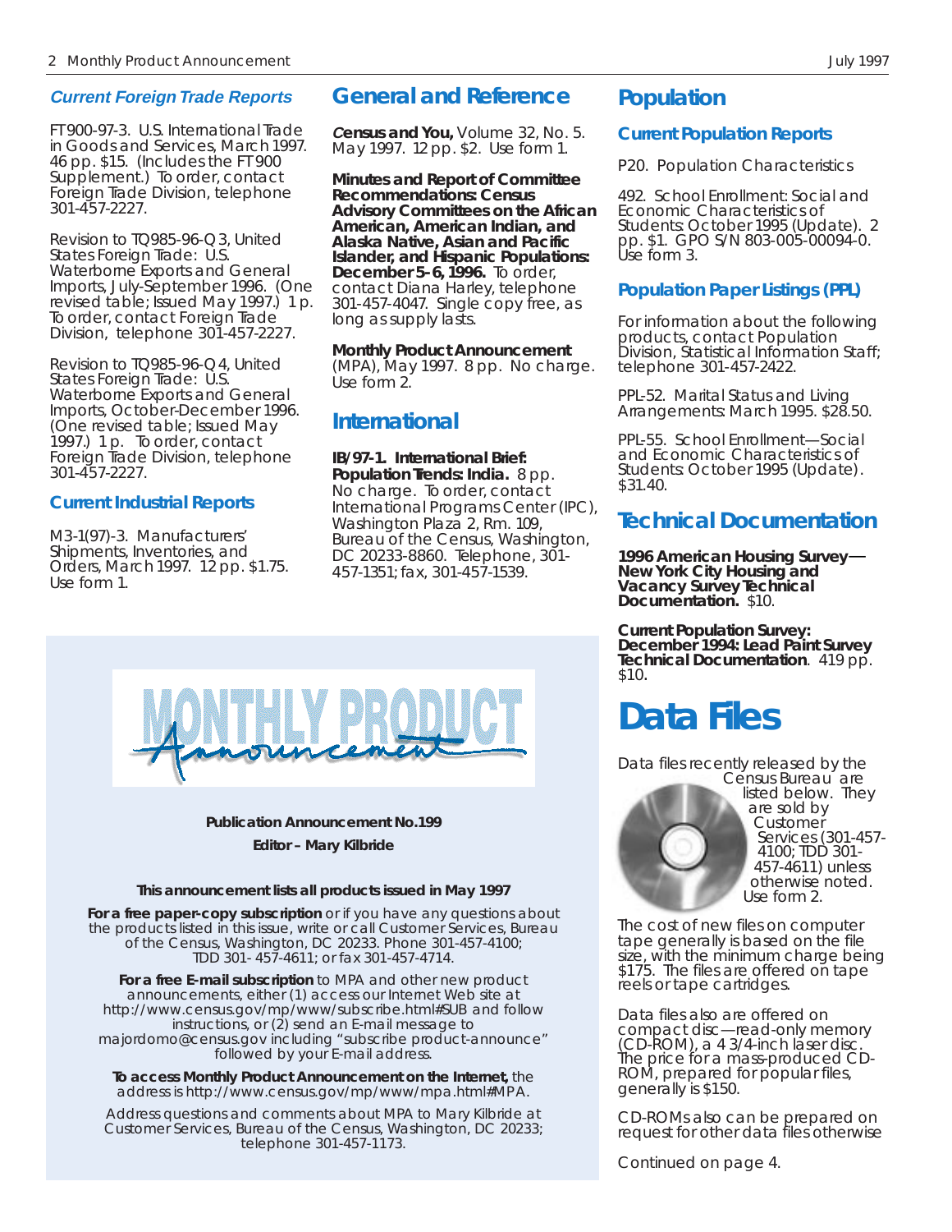### Current Foreign Trade Reports

FT900-97-3. U.S. International Trade in Goods and Services, March 1997. 46 pp. $15. (Includes the FT900 Supplement.) To order, contact Foreign Trade Division, telephone 301-457-2227.

Revision to TQ985-96-Q3, United States Foreign Trade: U.S. Waterborne Exports and General Imports, July-September 1996. (One revised table; Issued May 1997.) 1 p. To order, contact Foreign Trade Division, telephone 301-457-2227.

Revision to TQ985-96-Q4, United States Foreign Trade: U.S. Waterborne Exports and General Imports, October-December 1996. (One revised table; Issued May 1997.) 1 p. To order, contact Foreign Trade Division, telephone 301-457-2227.

### Current Industrial Reports

M3-1(97)-3. Manufacturers' Shipments, Inventories, and Orders, March 1997. 12 pp. $1.75. Use form 1.

## General and Reference

**Census and You,** Volume 32, No. 5. May 1997. 12 pp. $2. Use form 1.

**Minutes and Report of Committee Recommendations: Census Advisory Committees on the African American, American Indian, and Alaska Native, Asian and Pacific Islander, and Hispanic Populations: December 5-6, 1996.** To order, contact Diana Harley, telephone 301-457-4047. Single copy free, as long as supply lasts.

**Monthly Product Announcement** (MPA), May 1997. 8 pp. No charge. Use form 2.

## International

**IB/97-1. International Brief: Population Trends: India.** 8 pp. No charge. To order, contact International Programs Center (IPC), Washington Plaza 2, Rm. 109, Bureau of the Census, Washington, DC 20233-8860. Telephone, 301-457-1351; fax, 301-457-1539.

MONTHLY PRODUCT Announcement

**Publication Announcement No.199**

**Editor – Mary Kilbride**

**This announcement lists all products issued in May 1997**

**For a free paper-copy subscription** or if you have any questions about the products listed in this issue, write or call Customer Services, Bureau of the Census, Washington, DC 20233. Phone 301-457-4100; TDD 301- 457-4611; or fax 301-457-4714.

**For a free E-mail subscription** to MPA and other new product announcements, either (1) access our Internet Web site at http://www.census.gov/mp/www/subscribe.html#SUB and follow instructions, or (2) send an E-mail message to majordomo@census.gov including "subscribe product-announce" followed by your E-mail address.

**To access Monthly Product Announcement on the Internet,** the address is http://www.census.gov/mp/www/mpa.html#MPA.

Address questions and comments about MPA to Mary Kilbride at Customer Services, Bureau of the Census, Washington, DC 20233; telephone 301-457-1173.

## Population

### Current Population Reports

P20. Population Characteristics

492. School Enrollment: Social and Economic Characteristics of Students: October 1995 (Update). 2 pp. $1. GPO S/N 803-005-00094-0. Use form 3.

### Population Paper Listings (PPL)

For information about the following products, contact Population Division, Statistical Information Staff; telephone 301-457-2422.

PPL-52. Marital Status and Living Arrangements: March 1995. $28.50.

PPL-55. School Enrollment—Social and Economic Characteristics of Students: October 1995 (Update). $31.40.

## Technical Documentation

**1996 American Housing Survey—New York City Housing and Vacancy Survey Technical Documentation.** $10.

**Current Population Survey: December 1994: Lead Paint Survey Technical Documentation**. 419 pp. $10.

# Data Files

Data files recently released by the Census Bureau are listed below. They are sold by Customer Services (301-457-4100; TDD 301-457-4611) unless otherwise noted. Use form 2.

The cost of new files on computer tape generally is based on the file size, with the minimum charge being $175. The files are offered on tape reels or tape cartridges.

Data files also are offered on compact disc—read-only memory (CD-ROM), a 4 3/4-inch laser disc. The price for a mass-produced CD-ROM, prepared for popular files, generally is $150.

CD-ROMs also can be prepared on request for other data files otherwise

Continued on page 4.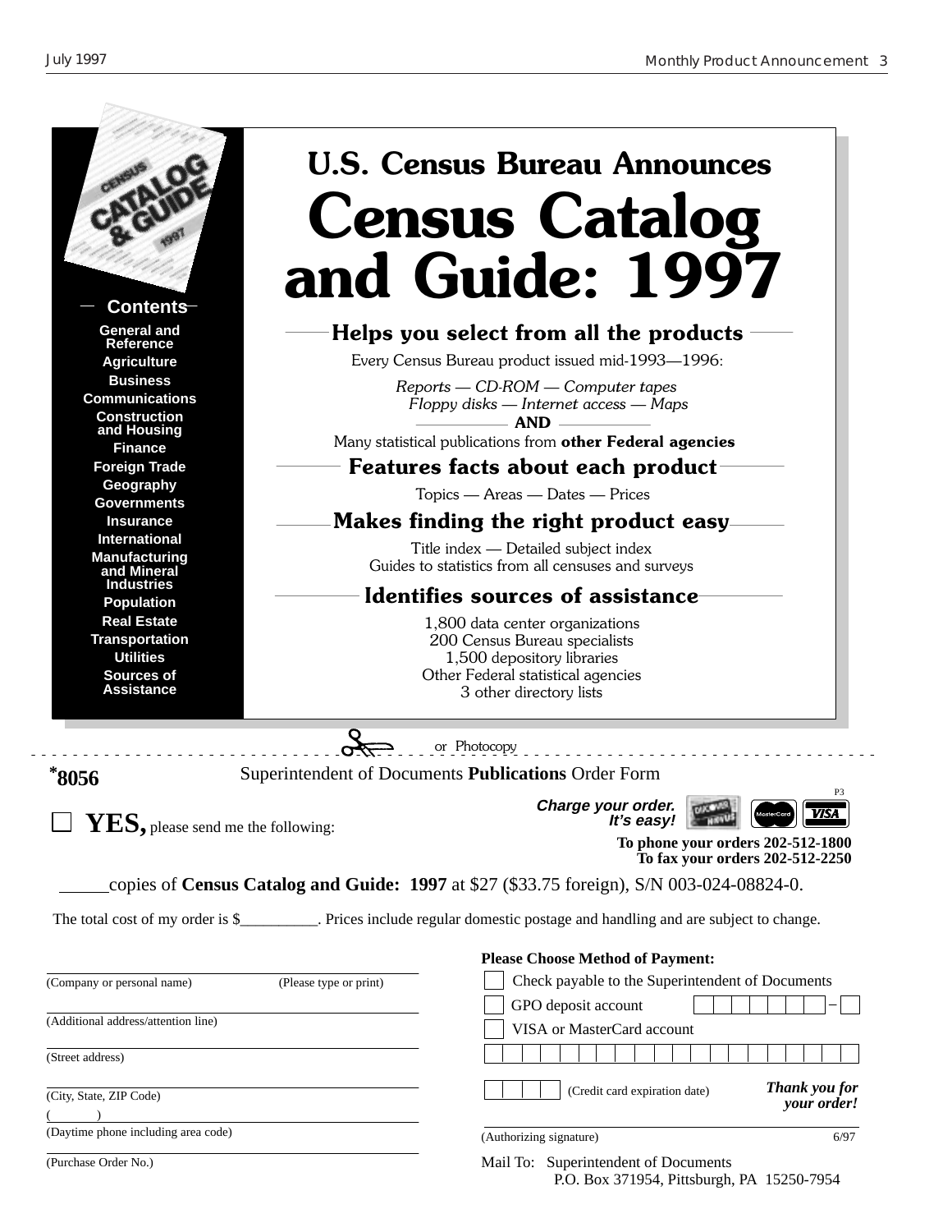# U.S. Census Bureau Announces

# Census Catalog and Guide: 1997

**Contents**

- General and Reference
- Agriculture
- Business
- Communications
- Construction and Housing
- Finance
- Foreign Trade
- Geography
- Governments
- Insurance
- International
- Manufacturing and Mineral Industries
- Population
- Real Estate
- Transportation
- Utilities
- Sources of Assistance

## Helps you select from all the products

Every Census Bureau product issued mid-1993—1996:

*Reports — CD-ROM — Computer tapes*
*Floppy disks — Internet access — Maps*

**AND**

Many statistical publications from **other Federal agencies**

## Features facts about each product

Topics — Areas — Dates — Prices

## Makes finding the right product easy

Title index — Detailed subject index
Guides to statistics from all censuses and surveys

## Identifies sources of assistance

1,800 data center organizations
200 Census Bureau specialists
1,500 depository libraries
Other Federal statistical agencies
3 other directory lists

---

or Photocopy

**\*8056** Superintendent of Documents **Publications** Order Form

P3

☐ **YES,** please send me the following:

***Charge your order. It's easy!***

**To phone your orders 202-512-1800**
**To fax your orders 202-512-2250**

_____copies of **Census Catalog and Guide: 1997** at $27 ($33.75 foreign), S/N 003-024-08824-0.

The total cost of my order is $__________. Prices include regular domestic postage and handling and are subject to change.

(Company or personal name) (Please type or print)

(Additional address/attention line)

(Street address)

(City, State, ZIP Code)

(Daytime phone including area code)

(Purchase Order No.)

**Please Choose Method of Payment:**

☐ Check payable to the Superintendent of Documents
☐ GPO deposit account
☐ VISA or MasterCard account

(Credit card expiration date)

***Thank you for your order!***

(Authorizing signature) 6/97

Mail To: Superintendent of Documents
P.O. Box 371954, Pittsburgh, PA 15250-7954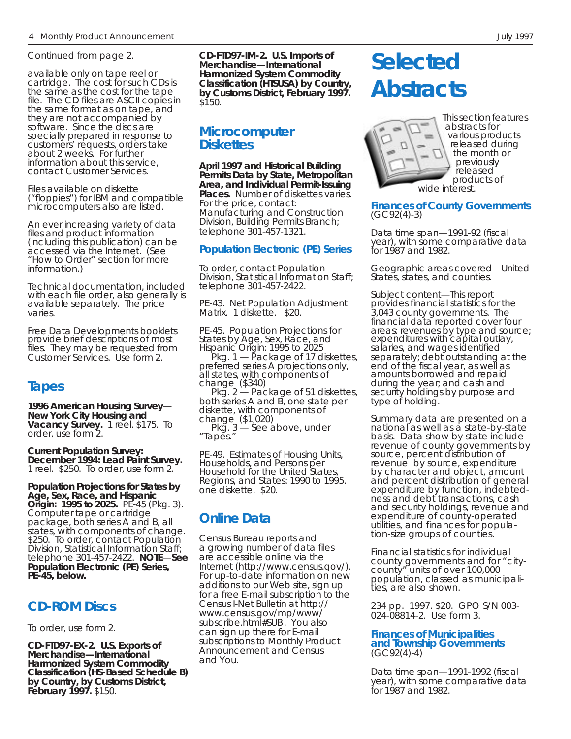Continued from page 2.

available only on tape reel or cartridge. The cost for such CDs is the same as the cost for the tape file. The CD files are ASCII copies in the same format as on tape, and they are not accompanied by software. Since the discs are specially prepared in response to customers' requests, orders take about 2 weeks. For further information about this service, contact Customer Services.

Files available on diskette ("floppies") for IBM and compatible microcomputers also are listed.

An ever increasing variety of data files and product information (including this publication) can be accessed via the Internet. (See "How to Order" section for more information.)

Technical documentation, included with each file order, also generally is available separately. The price varies.

Free Data Developments booklets provide brief descriptions of most files. They may be requested from Customer Services. Use form 2.

## Tapes

**1996 American Housing Survey—New York City Housing and Vacancy Survey.** 1 reel. $175. To order, use form 2.

**Current Population Survey: December 1994: Lead Paint Survey.** 1 reel. $250. To order, use form 2.

**Population Projections for States by Age, Sex, Race, and Hispanic Origin: 1995 to 2025.** PE-45 (Pkg. 3). Computer tape or cartridge package, both series A and B, all states, with components of change. $250. To order, contact Population Division, Statistical Information Staff; telephone 301-457-2422. **NOTE—See Population Electronic (PE) Series, PE-45, below.**

## CD-ROM Discs

To order, use form 2.

**CD-FTD97-EX-2. U.S. Exports of Merchandise—International Harmonized System Commodity Classification (HS-Based Schedule B) by Country, by Customs District, February 1997.** $150.

**CD-FTD97-IM-2. U.S. Imports of Merchandise—International Harmonized System Commodity Classification (HTSUSA) by Country, by Customs District, February 1997.** $150.

## Microcomputer Diskettes

**April 1997 and Historical Building Permits Data by State, Metropolitan Area, and Individual Permit-Issuing Places.** Number of diskettes varies. For the price, contact: Manufacturing and Construction Division, Building Permits Branch; telephone 301-457-1321.

### Population Electronic (PE) Series

To order, contact Population Division, Statistical Information Staff; telephone 301-457-2422.

PE-43. Net Population Adjustment Matrix. 1 diskette. $20.

PE-45. Population Projections for States by Age, Sex, Race, and Hispanic Origin: 1995 to 2025
Pkg. 1 — Package of 17 diskettes, preferred series A projections only, all states, with components of change ($340)
Pkg. 2 — Package of 51 diskettes, both series A and B, one state per diskette, with components of change ($1,020)
Pkg. 3 — See above, under "Tapes."

PE-49. Estimates of Housing Units, Households, and Persons per Household for the United States, Regions, and States: 1990 to 1995. one diskette. $20.

## Online Data

Census Bureau reports and a growing number of data files are accessible online via the Internet (http://www.census.gov/). For up-to-date information on new additions to our Web site, sign up for a free E-mail subscription to the Census I-Net Bulletin at http://www.census.gov/mp/www/subscribe.html#SUB. You also can sign up there for E-mail subscriptions to Monthly Product Announcement and Census and You.

# Selected Abstracts

This section features abstracts for various products released during the month or previously released products of wide interest.

### Finances of County Governments
(GC92(4)-3)

Data time span—1991-92 (fiscal year), with some comparative data for 1987 and 1982.

Geographic areas covered—United States, states, and counties.

Subject content—This report provides financial statistics for the 3,043 county governments. The financial data reported cover four areas: revenues by type and source; expenditures with capital outlay, salaries, and wages identified separately; debt outstanding at the end of the fiscal year, as well as amounts borrowed and repaid during the year; and cash and security holdings by purpose and type of holding.

Summary data are presented on a national as well as a state-by-state basis. Data show by state include revenue of county governments by source, percent distribution of revenue by source, expenditure by character and object, amount and percent distribution of general expenditure by function, indebtedness and debt transactions, cash and security holdings, revenue and expenditure of county-operated utilities, and finances for population-size groups of counties.

Financial statistics for individual county governments and for "city-county" units of over 100,000 population, classed as municipalities, are also shown.

234 pp. 1997. $20. GPO S/N 003-024-08814-2. Use form 3.

### Finances of Municipalities and Township Governments
(GC92(4)-4)

Data time span—1991-1992 (fiscal year), with some comparative data for 1987 and 1982.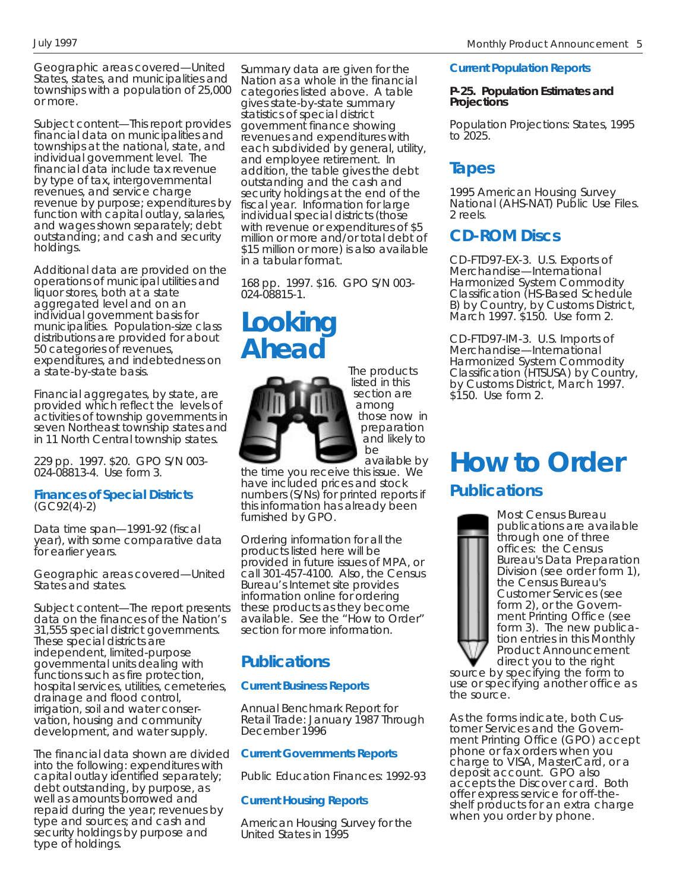Geographic areas covered—United States, states, and municipalities and townships with a population of 25,000 or more.

Subject content—This report provides financial data on municipalities and townships at the national, state, and individual government level. The financial data include tax revenue by type of tax, intergovernmental revenues, and service charge revenue by purpose; expenditures by function with capital outlay, salaries, and wages shown separately; debt outstanding; and cash and security holdings.

Additional data are provided on the operations of municipal utilities and liquor stores, both at a state aggregated level and on an individual government basis for municipalities. Population-size class distributions are provided for about 50 categories of revenues, expenditures, and indebtedness on a state-by-state basis.

Financial aggregates, by state, are provided which reflect the levels of activities of township governments in seven Northeast township states and in 11 North Central township states.

229 pp. 1997. $20. GPO S/N 003-024-08813-4. Use form 3.

**Finances of Special Districts**
(GC92(4)-2)

Data time span—1991-92 (fiscal year), with some comparative data for earlier years.

Geographic areas covered—United States and states.

Subject content—The report presents data on the finances of the Nation's 31,555 special district governments. These special districts are independent, limited-purpose governmental units dealing with functions such as fire protection, hospital services, utilities, cemeteries, drainage and flood control, irrigation, soil and water conservation, housing and community development, and water supply.

The financial data shown are divided into the following: expenditures with capital outlay identified separately; debt outstanding, by purpose, as well as amounts borrowed and repaid during the year; revenues by type and sources; and cash and security holdings by purpose and type of holdings.

Summary data are given for the Nation as a whole in the financial categories listed above. A table gives state-by-state summary statistics of special district government finance showing revenues and expenditures with each subdivided by general, utility, and employee retirement. In addition, the table gives the debt outstanding and the cash and security holdings at the end of the fiscal year. Information for large individual special districts (those with revenue or expenditures of $5 million or more and/or total debt of $15 million or more) is also available in a tabular format.

168 pp. 1997. $16. GPO S/N 003-024-08815-1.

# Looking Ahead

The products listed in this section are among those now in preparation and likely to be available by the time you receive this issue. We have included prices and stock numbers (S/Ns) for printed reports if this information has already been furnished by GPO.

Ordering information for all the products listed here will be provided in future issues of MPA, or call 301-457-4100. Also, the Census Bureau's Internet site provides information online for ordering these products as they become available. See the "How to Order" section for more information.

## Publications

**Current Business Reports**

Annual Benchmark Report for Retail Trade: January 1987 Through December 1996

**Current Governments Reports**

Public Education Finances: 1992-93

**Current Housing Reports**

American Housing Survey for the United States in 1995

**Current Population Reports**

**P-25. Population Estimates and Projections**

Population Projections: States, 1995 to 2025.

## Tapes

1995 American Housing Survey National (AHS-NAT) Public Use Files. 2 reels.

## CD-ROM Discs

CD-FTD97-EX-3. U.S. Exports of Merchandise—International Harmonized System Commodity Classification (HS-Based Schedule B) by Country, by Customs District, March 1997. $150. Use form 2.

CD-FTD97-IM-3. U.S. Imports of Merchandise—International Harmonized System Commodity Classification (HTSUSA) by Country, by Customs District, March 1997. $150. Use form 2.

# How to Order

## Publications

Most Census Bureau publications are available through one of three offices: the Census Bureau's Data Preparation Division (see order form 1), the Census Bureau's Customer Services (see form 2), or the Government Printing Office (see form 3). The new publication entries in this Monthly Product Announcement direct you to the right source by specifying the form to use or specifying another office as the source.

As the forms indicate, both Customer Services and the Government Printing Office (GPO) accept phone or fax orders when you charge to VISA, MasterCard, or a deposit account. GPO also accepts the Discover card. Both offer express service for off-the-shelf products for an extra charge when you order by phone.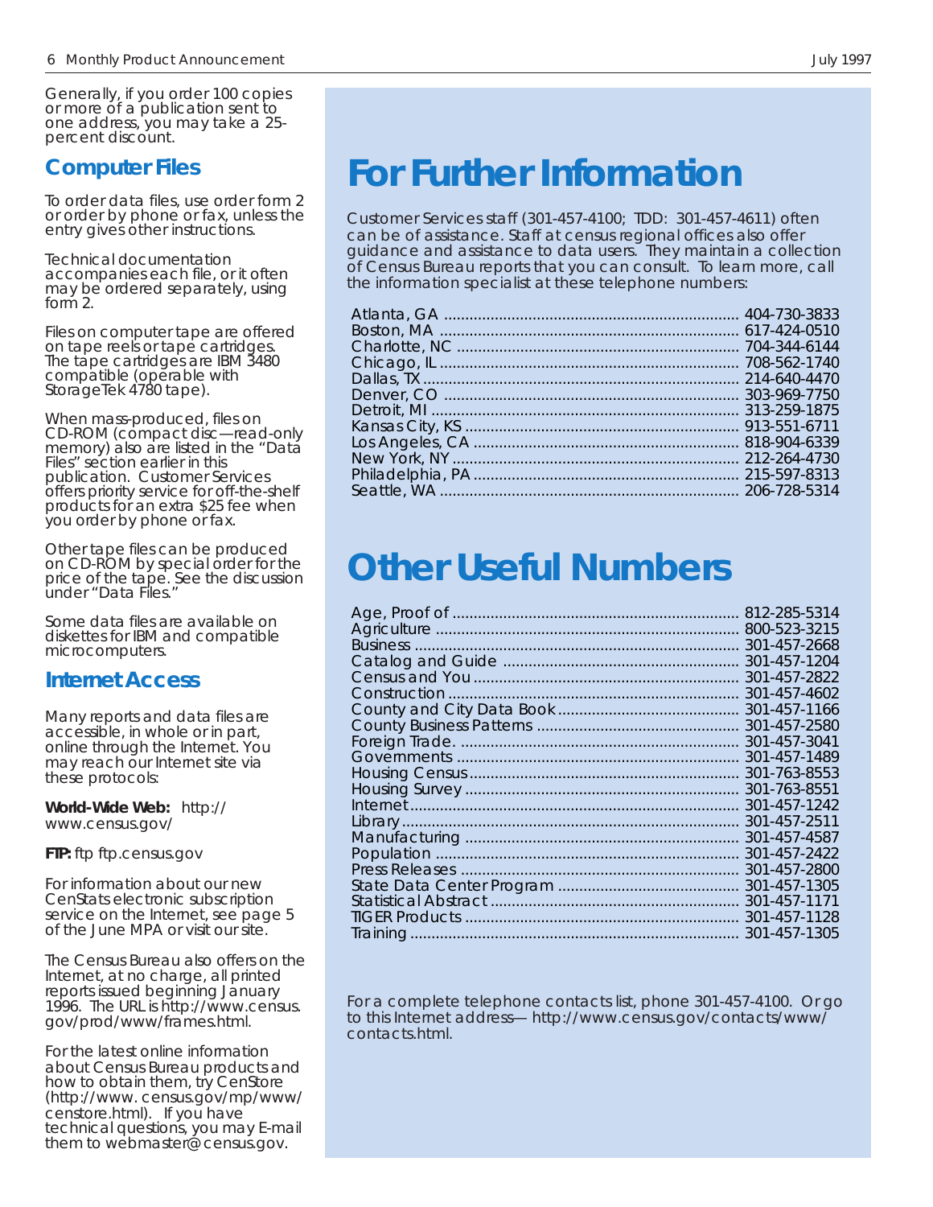Generally, if you order 100 copies or more of a publication sent to one address, you may take a 25-percent discount.

## Computer Files

To order data files, use order form 2 or order by phone or fax, unless the entry gives other instructions.

Technical documentation accompanies each file, or it often may be ordered separately, using form 2.

Files on computer tape are offered on tape reels or tape cartridges. The tape cartridges are IBM 3480 compatible (operable with StorageTek 4780 tape).

When mass-produced, files on CD-ROM (compact disc—read-only memory) also are listed in the "Data Files" section earlier in this publication. Customer Services offers priority service for off-the-shelf products for an extra $25 fee when you order by phone or fax.

Other tape files can be produced on CD-ROM by special order for the price of the tape. See the discussion under "Data Files."

Some data files are available on diskettes for IBM and compatible microcomputers.

## Internet Access

Many reports and data files are accessible, in whole or in part, online through the Internet. You may reach our Internet site via these protocols:

**World-Wide Web:** http://www.census.gov/

**FTP:** ftp ftp.census.gov

For information about our new CenStats electronic subscription service on the Internet, see page 5 of the June MPA or visit our site.

The Census Bureau also offers on the Internet, at no charge, all printed reports issued beginning January 1996. The URL is http://www.census.gov/prod/www/frames.html.

For the latest online information about Census Bureau products and how to obtain them, try CenStore (http://www. census.gov/mp/www/censtore.html). If you have technical questions, you may E-mail them to webmaster@census.gov.

# For Further Information

Customer Services staff (301-457-4100; TDD: 301-457-4611) often can be of assistance. Staff at census regional offices also offer guidance and assistance to data users. They maintain a collection of Census Bureau reports that you can consult. To learn more, call the information specialist at these telephone numbers:

| | |
|---|---|
| Atlanta, GA | 404-730-3833 |
| Boston, MA | 617-424-0510 |
| Charlotte, NC | 704-344-6144 |
| Chicago, IL | 708-562-1740 |
| Dallas, TX | 214-640-4470 |
| Denver, CO | 303-969-7750 |
| Detroit, MI | 313-259-1875 |
| Kansas City, KS | 913-551-6711 |
| Los Angeles, CA | 818-904-6339 |
| New York, NY | 212-264-4730 |
| Philadelphia, PA | 215-597-8313 |
| Seattle, WA | 206-728-5314 |

# Other Useful Numbers

| | |
|---|---|
| Age, Proof of | 812-285-5314 |
| Agriculture | 800-523-3215 |
| Business | 301-457-2668 |
| Catalog and Guide | 301-457-1204 |
| Census and You | 301-457-2822 |
| Construction | 301-457-4602 |
| County and City Data Book | 301-457-1166 |
| County Business Patterns | 301-457-2580 |
| Foreign Trade. | 301-457-3041 |
| Governments | 301-457-1489 |
| Housing Census | 301-763-8553 |
| Housing Survey | 301-763-8551 |
| Internet | 301-457-1242 |
| Library | 301-457-2511 |
| Manufacturing | 301-457-4587 |
| Population | 301-457-2422 |
| Press Releases | 301-457-2800 |
| State Data Center Program | 301-457-1305 |
| Statistical Abstract | 301-457-1171 |
| TIGER Products | 301-457-1128 |
| Training | 301-457-1305 |

For a complete telephone contacts list, phone 301-457-4100. Or go to this Internet address— http://www.census.gov/contacts/www/contacts.html.